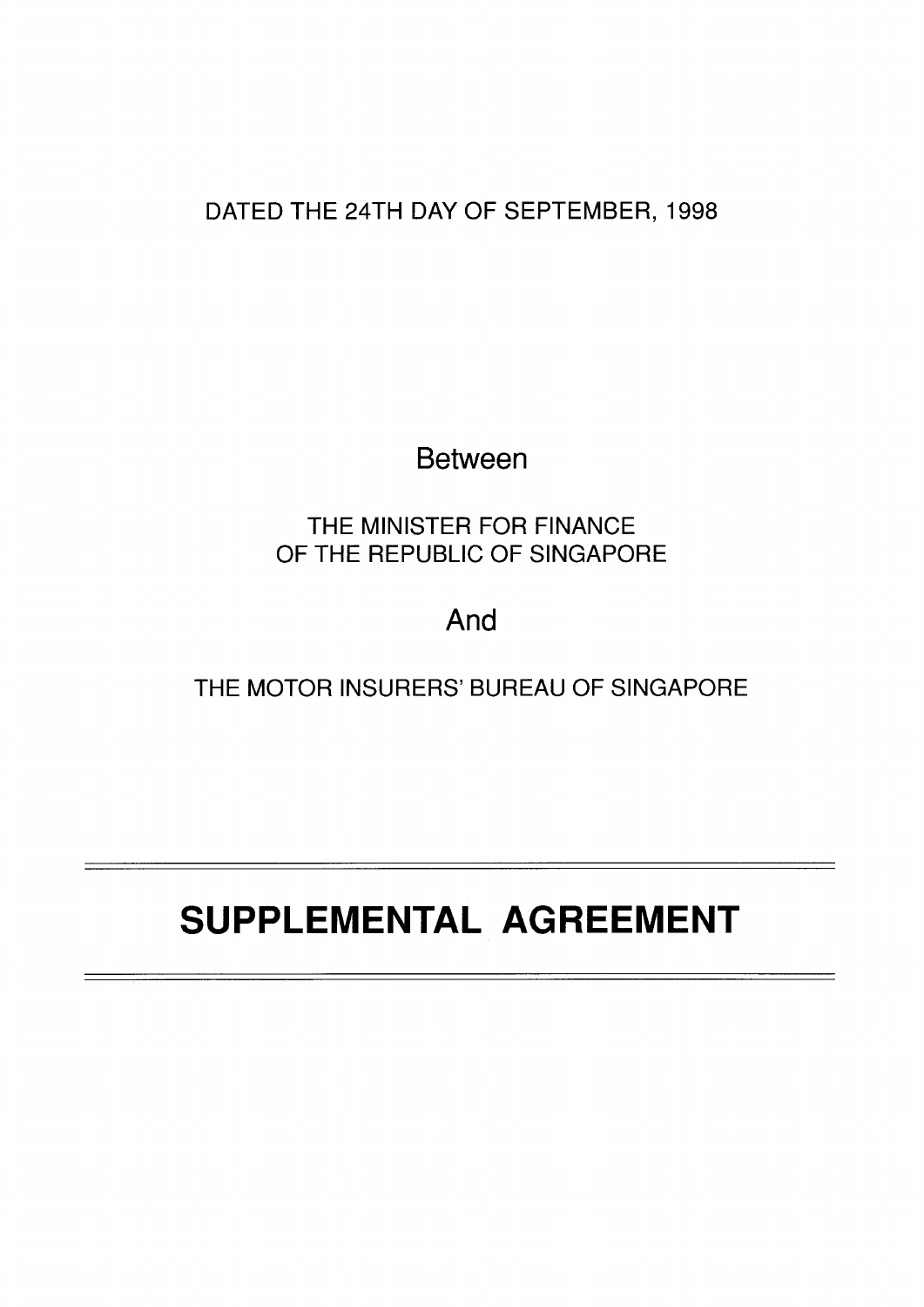DATED THE 24TH DAY OF SEPTEMBER, 1998

Between

THE MINISTER FOR FINANCE
OF THE REPUBLIC OF SINGAPORE

And

THE MOTOR INSURERS' BUREAU OF SINGAPORE

---

# SUPPLEMENTAL AGREEMENT

---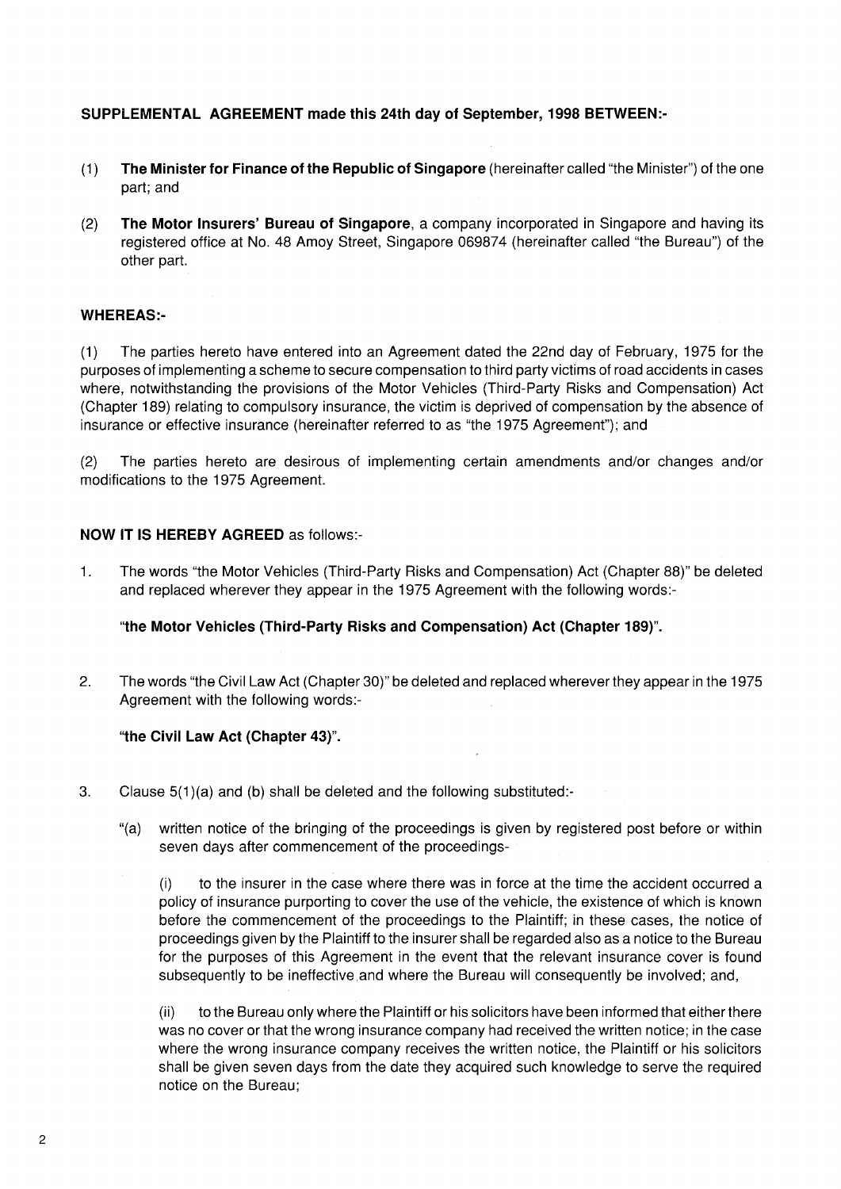**SUPPLEMENTAL AGREEMENT made this 24th day of September, 1998 BETWEEN:-**

(1) **The Minister for Finance of the Republic of Singapore** (hereinafter called "the Minister") of the one part; and

(2) **The Motor Insurers' Bureau of Singapore**, a company incorporated in Singapore and having its registered office at No. 48 Amoy Street, Singapore 069874 (hereinafter called "the Bureau") of the other part.

**WHEREAS:-**

(1) The parties hereto have entered into an Agreement dated the 22nd day of February, 1975 for the purposes of implementing a scheme to secure compensation to third party victims of road accidents in cases where, notwithstanding the provisions of the Motor Vehicles (Third-Party Risks and Compensation) Act (Chapter 189) relating to compulsory insurance, the victim is deprived of compensation by the absence of insurance or effective insurance (hereinafter referred to as "the 1975 Agreement"); and

(2) The parties hereto are desirous of implementing certain amendments and/or changes and/or modifications to the 1975 Agreement.

**NOW IT IS HEREBY AGREED** as follows:-

1. The words "the Motor Vehicles (Third-Party Risks and Compensation) Act (Chapter 88)" be deleted and replaced wherever they appear in the 1975 Agreement with the following words:-

   **"the Motor Vehicles (Third-Party Risks and Compensation) Act (Chapter 189)".**

2. The words "the Civil Law Act (Chapter 30)" be deleted and replaced wherever they appear in the 1975 Agreement with the following words:-

   **"the Civil Law Act (Chapter 43)".**

3. Clause 5(1)(a) and (b) shall be deleted and the following substituted:-

   "(a) written notice of the bringing of the proceedings is given by registered post before or within seven days after commencement of the proceedings-

   (i) to the insurer in the case where there was in force at the time the accident occurred a policy of insurance purporting to cover the use of the vehicle, the existence of which is known before the commencement of the proceedings to the Plaintiff; in these cases, the notice of proceedings given by the Plaintiff to the insurer shall be regarded also as a notice to the Bureau for the purposes of this Agreement in the event that the relevant insurance cover is found subsequently to be ineffective and where the Bureau will consequently be involved; and,

   (ii) to the Bureau only where the Plaintiff or his solicitors have been informed that either there was no cover or that the wrong insurance company had received the written notice; in the case where the wrong insurance company receives the written notice, the Plaintiff or his solicitors shall be given seven days from the date they acquired such knowledge to serve the required notice on the Bureau;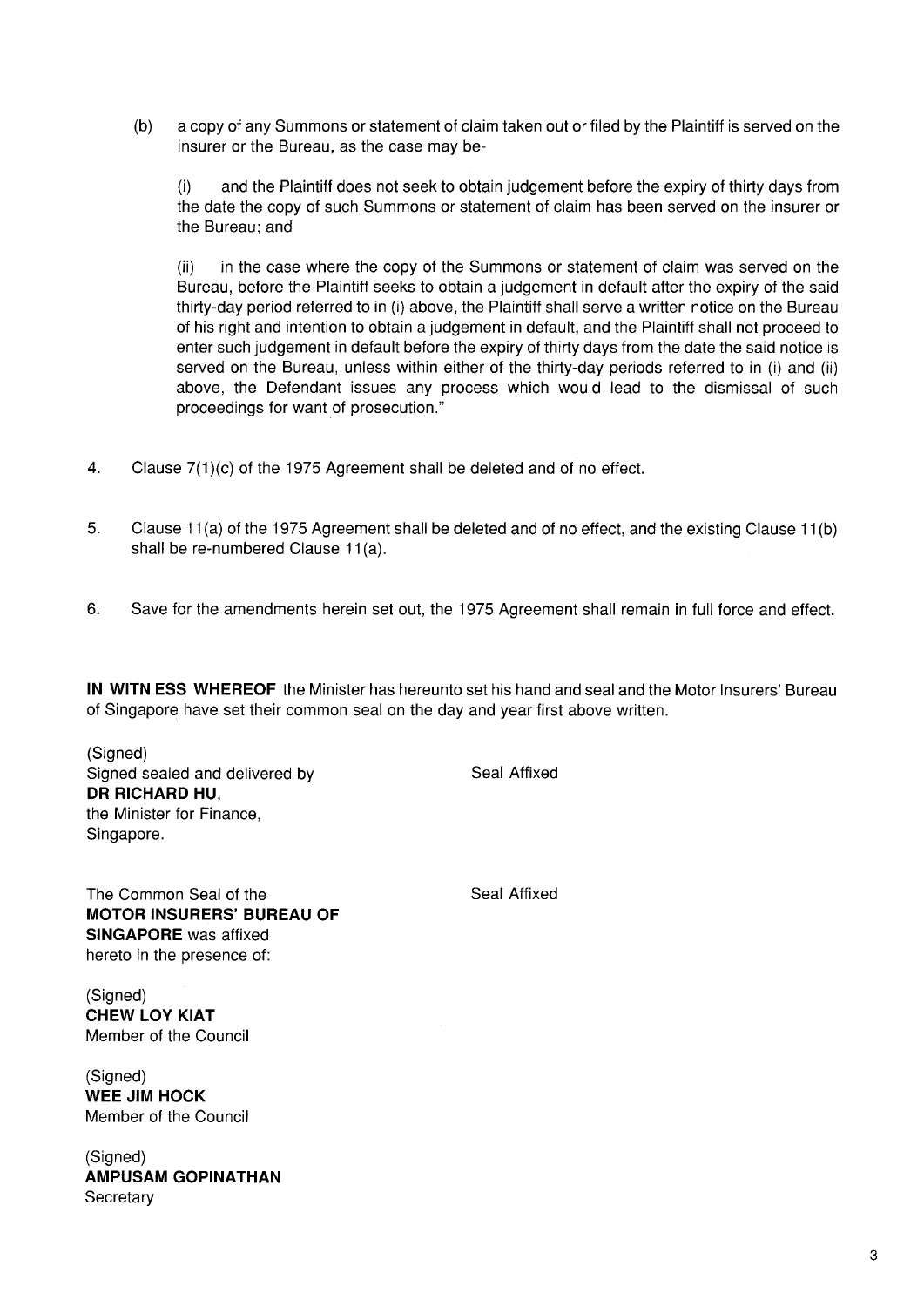(b) a copy of any Summons or statement of claim taken out or filed by the Plaintiff is served on the insurer or the Bureau, as the case may be-

(i) and the Plaintiff does not seek to obtain judgement before the expiry of thirty days from the date the copy of such Summons or statement of claim has been served on the insurer or the Bureau; and

(ii) in the case where the copy of the Summons or statement of claim was served on the Bureau, before the Plaintiff seeks to obtain a judgement in default after the expiry of the said thirty-day period referred to in (i) above, the Plaintiff shall serve a written notice on the Bureau of his right and intention to obtain a judgement in default, and the Plaintiff shall not proceed to enter such judgement in default before the expiry of thirty days from the date the said notice is served on the Bureau, unless within either of the thirty-day periods referred to in (i) and (ii) above, the Defendant issues any process which would lead to the dismissal of such proceedings for want of prosecution."

4. Clause 7(1)(c) of the 1975 Agreement shall be deleted and of no effect.

5. Clause 11(a) of the 1975 Agreement shall be deleted and of no effect, and the existing Clause 11(b) shall be re-numbered Clause 11(a).

6. Save for the amendments herein set out, the 1975 Agreement shall remain in full force and effect.

**IN WITN ESS WHEREOF** the Minister has hereunto set his hand and seal and the Motor Insurers' Bureau of Singapore have set their common seal on the day and year first above written.

(Signed)
Signed sealed and delivered by
**DR RICHARD HU**,
the Minister for Finance,
Singapore.

Seal Affixed

The Common Seal of the
**MOTOR INSURERS' BUREAU OF SINGAPORE** was affixed
hereto in the presence of:

Seal Affixed

(Signed)
**CHEW LOY KIAT**
Member of the Council

(Signed)
**WEE JIM HOCK**
Member of the Council

(Signed)
**AMPUSAM GOPINATHAN**
Secretary